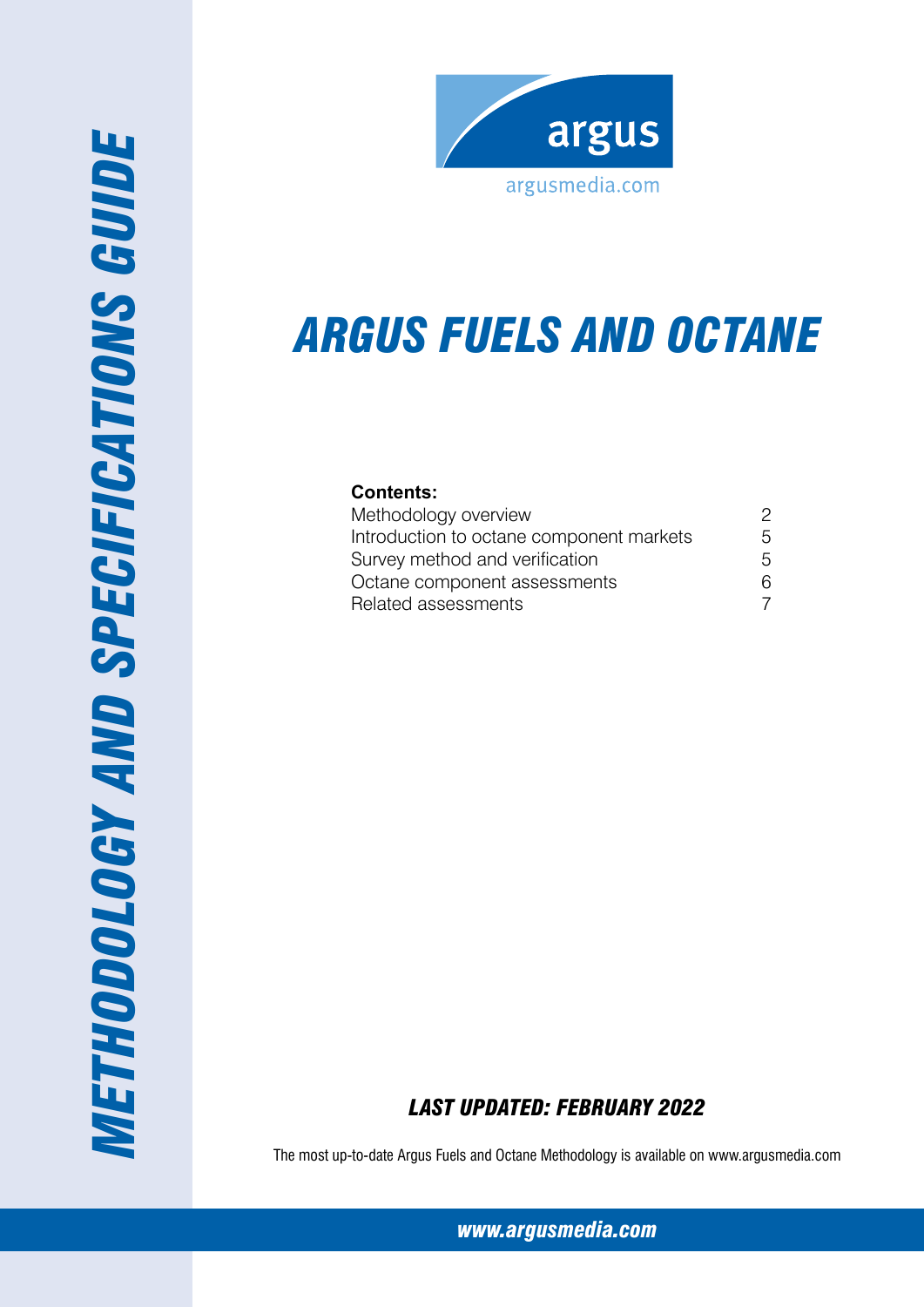# METHODOLOGY AND SPECIFICATIONS GUIDE

argus

argusmedia.com

# ARGUS FUELS AND OCTANE

**Contents:**

| | |
|---|---|
| Methodology overview | 2 |
| Introduction to octane component markets | 5 |
| Survey method and verification | 5 |
| Octane component assessments | 6 |
| Related assessments | 7 |

***LAST UPDATED: FEBRUARY 2022***

The most up-to-date Argus Fuels and Octane Methodology is available on www.argusmedia.com

***www.argusmedia.com***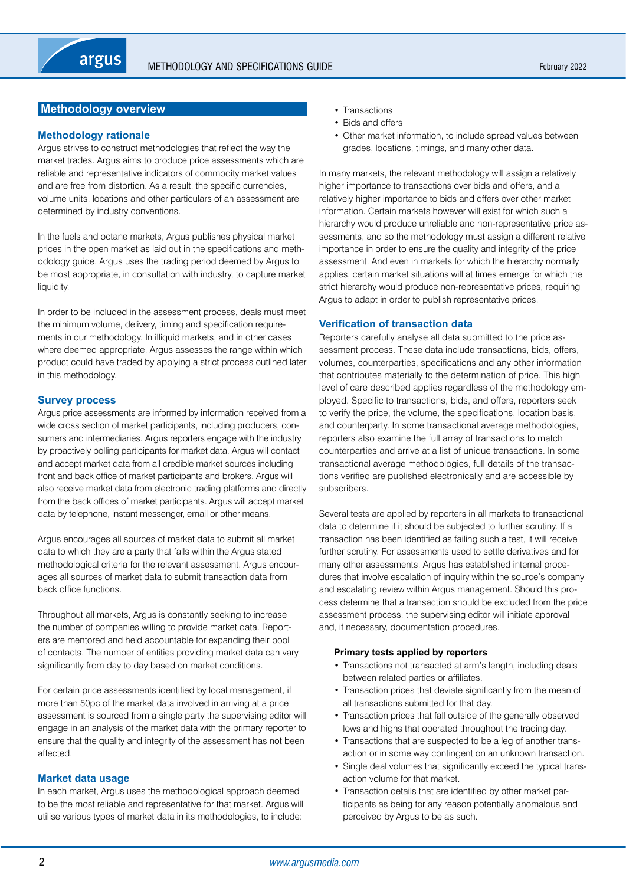## Methodology overview

### Methodology rationale

Argus strives to construct methodologies that reflect the way the market trades. Argus aims to produce price assessments which are reliable and representative indicators of commodity market values and are free from distortion. As a result, the specific currencies, volume units, locations and other particulars of an assessment are determined by industry conventions.

In the fuels and octane markets, Argus publishes physical market prices in the open market as laid out in the specifications and methodology guide. Argus uses the trading period deemed by Argus to be most appropriate, in consultation with industry, to capture market liquidity.

In order to be included in the assessment process, deals must meet the minimum volume, delivery, timing and specification requirements in our methodology. In illiquid markets, and in other cases where deemed appropriate, Argus assesses the range within which product could have traded by applying a strict process outlined later in this methodology.

### Survey process

Argus price assessments are informed by information received from a wide cross section of market participants, including producers, consumers and intermediaries. Argus reporters engage with the industry by proactively polling participants for market data. Argus will contact and accept market data from all credible market sources including front and back office of market participants and brokers. Argus will also receive market data from electronic trading platforms and directly from the back offices of market participants. Argus will accept market data by telephone, instant messenger, email or other means.

Argus encourages all sources of market data to submit all market data to which they are a party that falls within the Argus stated methodological criteria for the relevant assessment. Argus encourages all sources of market data to submit transaction data from back office functions.

Throughout all markets, Argus is constantly seeking to increase the number of companies willing to provide market data. Reporters are mentored and held accountable for expanding their pool of contacts. The number of entities providing market data can vary significantly from day to day based on market conditions.

For certain price assessments identified by local management, if more than 50pc of the market data involved in arriving at a price assessment is sourced from a single party the supervising editor will engage in an analysis of the market data with the primary reporter to ensure that the quality and integrity of the assessment has not been affected.

### Market data usage

In each market, Argus uses the methodological approach deemed to be the most reliable and representative for that market. Argus will utilise various types of market data in its methodologies, to include:

- Transactions
- Bids and offers
- Other market information, to include spread values between grades, locations, timings, and many other data.

In many markets, the relevant methodology will assign a relatively higher importance to transactions over bids and offers, and a relatively higher importance to bids and offers over other market information. Certain markets however will exist for which such a hierarchy would produce unreliable and non-representative price assessments, and so the methodology must assign a different relative importance in order to ensure the quality and integrity of the price assessment. And even in markets for which the hierarchy normally applies, certain market situations will at times emerge for which the strict hierarchy would produce non-representative prices, requiring Argus to adapt in order to publish representative prices.

### Verification of transaction data

Reporters carefully analyse all data submitted to the price assessment process. These data include transactions, bids, offers, volumes, counterparties, specifications and any other information that contributes materially to the determination of price. This high level of care described applies regardless of the methodology employed. Specific to transactions, bids, and offers, reporters seek to verify the price, the volume, the specifications, location basis, and counterparty. In some transactional average methodologies, reporters also examine the full array of transactions to match counterparties and arrive at a list of unique transactions. In some transactional average methodologies, full details of the transactions verified are published electronically and are accessible by subscribers.

Several tests are applied by reporters in all markets to transactional data to determine if it should be subjected to further scrutiny. If a transaction has been identified as failing such a test, it will receive further scrutiny. For assessments used to settle derivatives and for many other assessments, Argus has established internal procedures that involve escalation of inquiry within the source's company and escalating review within Argus management. Should this process determine that a transaction should be excluded from the price assessment process, the supervising editor will initiate approval and, if necessary, documentation procedures.

**Primary tests applied by reporters**

- Transactions not transacted at arm's length, including deals between related parties or affiliates.
- Transaction prices that deviate significantly from the mean of all transactions submitted for that day.
- Transaction prices that fall outside of the generally observed lows and highs that operated throughout the trading day.
- Transactions that are suspected to be a leg of another transaction or in some way contingent on an unknown transaction.
- Single deal volumes that significantly exceed the typical transaction volume for that market.
- Transaction details that are identified by other market participants as being for any reason potentially anomalous and perceived by Argus to be as such.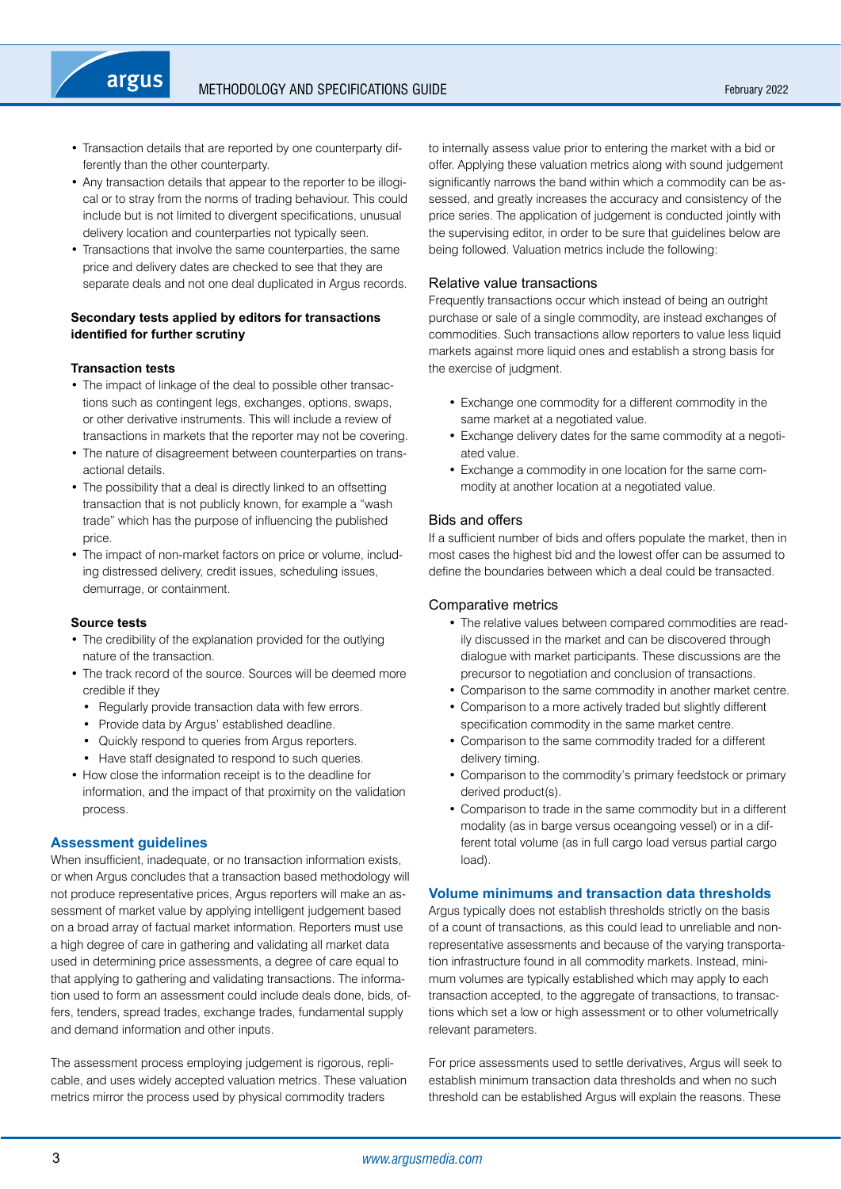- Transaction details that are reported by one counterparty differently than the other counterparty.
- Any transaction details that appear to the reporter to be illogical or to stray from the norms of trading behaviour. This could include but is not limited to divergent specifications, unusual delivery location and counterparties not typically seen.
- Transactions that involve the same counterparties, the same price and delivery dates are checked to see that they are separate deals and not one deal duplicated in Argus records.

**Secondary tests applied by editors for transactions identified for further scrutiny**

**Transaction tests**

- The impact of linkage of the deal to possible other transactions such as contingent legs, exchanges, options, swaps, or other derivative instruments. This will include a review of transactions in markets that the reporter may not be covering.
- The nature of disagreement between counterparties on transactional details.
- The possibility that a deal is directly linked to an offsetting transaction that is not publicly known, for example a "wash trade" which has the purpose of influencing the published price.
- The impact of non-market factors on price or volume, including distressed delivery, credit issues, scheduling issues, demurrage, or containment.

**Source tests**

- The credibility of the explanation provided for the outlying nature of the transaction.
- The track record of the source. Sources will be deemed more credible if they
  - Regularly provide transaction data with few errors.
  - Provide data by Argus' established deadline.
  - Quickly respond to queries from Argus reporters.
  - Have staff designated to respond to such queries.
- How close the information receipt is to the deadline for information, and the impact of that proximity on the validation process.

## Assessment guidelines

When insufficient, inadequate, or no transaction information exists, or when Argus concludes that a transaction based methodology will not produce representative prices, Argus reporters will make an assessment of market value by applying intelligent judgement based on a broad array of factual market information. Reporters must use a high degree of care in gathering and validating all market data used in determining price assessments, a degree of care equal to that applying to gathering and validating transactions. The information used to form an assessment could include deals done, bids, offers, tenders, spread trades, exchange trades, fundamental supply and demand information and other inputs.

The assessment process employing judgement is rigorous, replicable, and uses widely accepted valuation metrics. These valuation metrics mirror the process used by physical commodity traders to internally assess value prior to entering the market with a bid or offer. Applying these valuation metrics along with sound judgement significantly narrows the band within which a commodity can be assessed, and greatly increases the accuracy and consistency of the price series. The application of judgement is conducted jointly with the supervising editor, in order to be sure that guidelines below are being followed. Valuation metrics include the following:

### Relative value transactions

Frequently transactions occur which instead of being an outright purchase or sale of a single commodity, are instead exchanges of commodities. Such transactions allow reporters to value less liquid markets against more liquid ones and establish a strong basis for the exercise of judgment.

- Exchange one commodity for a different commodity in the same market at a negotiated value.
- Exchange delivery dates for the same commodity at a negotiated value.
- Exchange a commodity in one location for the same commodity at another location at a negotiated value.

### Bids and offers

If a sufficient number of bids and offers populate the market, then in most cases the highest bid and the lowest offer can be assumed to define the boundaries between which a deal could be transacted.

### Comparative metrics

- The relative values between compared commodities are readily discussed in the market and can be discovered through dialogue with market participants. These discussions are the precursor to negotiation and conclusion of transactions.
- Comparison to the same commodity in another market centre.
- Comparison to a more actively traded but slightly different specification commodity in the same market centre.
- Comparison to the same commodity traded for a different delivery timing.
- Comparison to the commodity's primary feedstock or primary derived product(s).
- Comparison to trade in the same commodity but in a different modality (as in barge versus oceangoing vessel) or in a different total volume (as in full cargo load versus partial cargo load).

## Volume minimums and transaction data thresholds

Argus typically does not establish thresholds strictly on the basis of a count of transactions, as this could lead to unreliable and non-representative assessments and because of the varying transportation infrastructure found in all commodity markets. Instead, minimum volumes are typically established which may apply to each transaction accepted, to the aggregate of transactions, to transactions which set a low or high assessment or to other volumetrically relevant parameters.

For price assessments used to settle derivatives, Argus will seek to establish minimum transaction data thresholds and when no such threshold can be established Argus will explain the reasons. These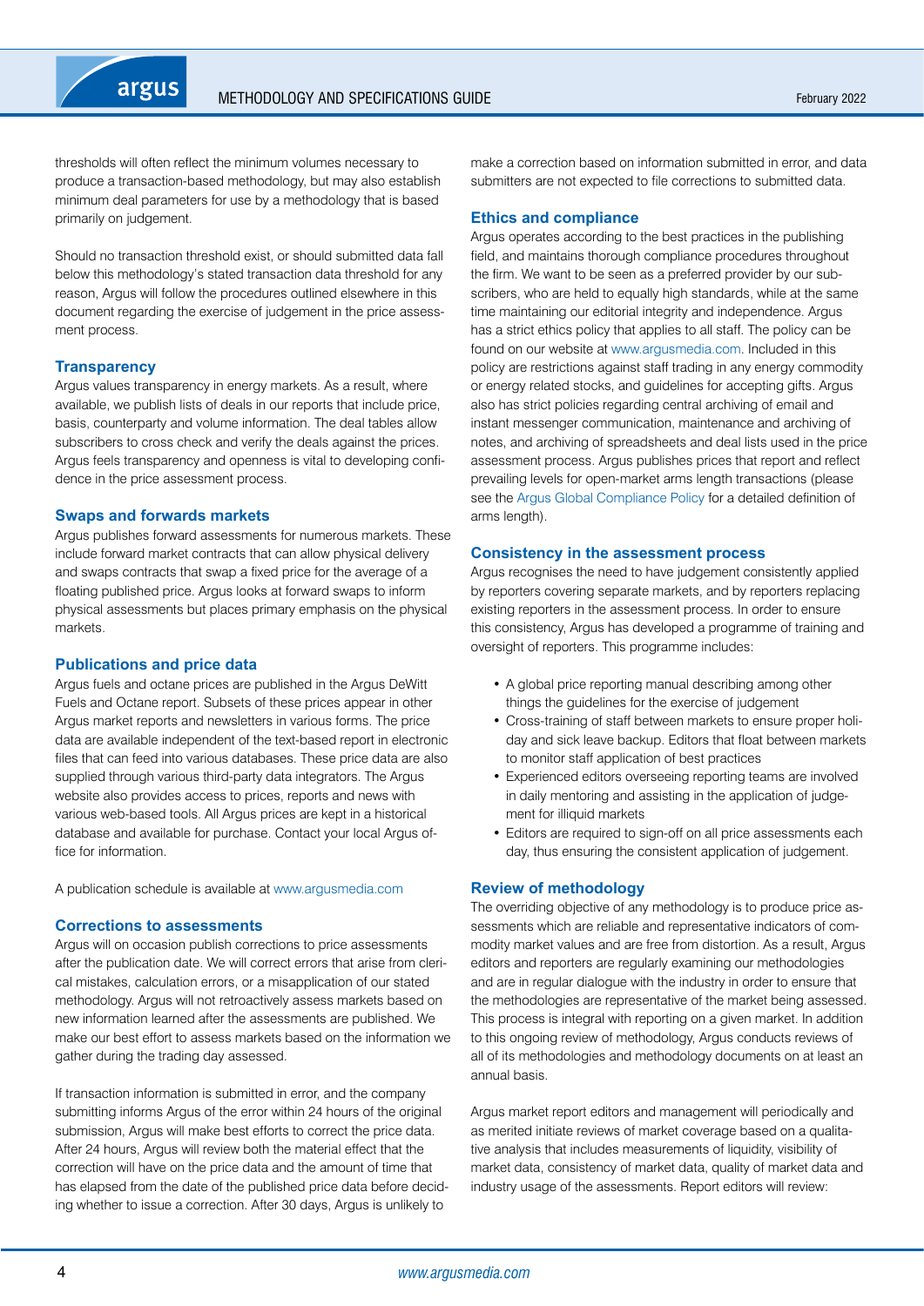thresholds will often reflect the minimum volumes necessary to produce a transaction-based methodology, but may also establish minimum deal parameters for use by a methodology that is based primarily on judgement.

Should no transaction threshold exist, or should submitted data fall below this methodology's stated transaction data threshold for any reason, Argus will follow the procedures outlined elsewhere in this document regarding the exercise of judgement in the price assessment process.

## Transparency

Argus values transparency in energy markets. As a result, where available, we publish lists of deals in our reports that include price, basis, counterparty and volume information. The deal tables allow subscribers to cross check and verify the deals against the prices. Argus feels transparency and openness is vital to developing confidence in the price assessment process.

## Swaps and forwards markets

Argus publishes forward assessments for numerous markets. These include forward market contracts that can allow physical delivery and swaps contracts that swap a fixed price for the average of a floating published price. Argus looks at forward swaps to inform physical assessments but places primary emphasis on the physical markets.

## Publications and price data

Argus fuels and octane prices are published in the Argus DeWitt Fuels and Octane report. Subsets of these prices appear in other Argus market reports and newsletters in various forms. The price data are available independent of the text-based report in electronic files that can feed into various databases. These price data are also supplied through various third-party data integrators. The Argus website also provides access to prices, reports and news with various web-based tools. All Argus prices are kept in a historical database and available for purchase. Contact your local Argus office for information.

A publication schedule is available at www.argusmedia.com

## Corrections to assessments

Argus will on occasion publish corrections to price assessments after the publication date. We will correct errors that arise from clerical mistakes, calculation errors, or a misapplication of our stated methodology. Argus will not retroactively assess markets based on new information learned after the assessments are published. We make our best effort to assess markets based on the information we gather during the trading day assessed.

If transaction information is submitted in error, and the company submitting informs Argus of the error within 24 hours of the original submission, Argus will make best efforts to correct the price data. After 24 hours, Argus will review both the material effect that the correction will have on the price data and the amount of time that has elapsed from the date of the published price data before deciding whether to issue a correction. After 30 days, Argus is unlikely to make a correction based on information submitted in error, and data submitters are not expected to file corrections to submitted data.

## Ethics and compliance

Argus operates according to the best practices in the publishing field, and maintains thorough compliance procedures throughout the firm. We want to be seen as a preferred provider by our subscribers, who are held to equally high standards, while at the same time maintaining our editorial integrity and independence. Argus has a strict ethics policy that applies to all staff. The policy can be found on our website at www.argusmedia.com. Included in this policy are restrictions against staff trading in any energy commodity or energy related stocks, and guidelines for accepting gifts. Argus also has strict policies regarding central archiving of email and instant messenger communication, maintenance and archiving of notes, and archiving of spreadsheets and deal lists used in the price assessment process. Argus publishes prices that report and reflect prevailing levels for open-market arms length transactions (please see the Argus Global Compliance Policy for a detailed definition of arms length).

## Consistency in the assessment process

Argus recognises the need to have judgement consistently applied by reporters covering separate markets, and by reporters replacing existing reporters in the assessment process. In order to ensure this consistency, Argus has developed a programme of training and oversight of reporters. This programme includes:

- A global price reporting manual describing among other things the guidelines for the exercise of judgement
- Cross-training of staff between markets to ensure proper holiday and sick leave backup. Editors that float between markets to monitor staff application of best practices
- Experienced editors overseeing reporting teams are involved in daily mentoring and assisting in the application of judgement for illiquid markets
- Editors are required to sign-off on all price assessments each day, thus ensuring the consistent application of judgement.

## Review of methodology

The overriding objective of any methodology is to produce price assessments which are reliable and representative indicators of commodity market values and are free from distortion. As a result, Argus editors and reporters are regularly examining our methodologies and are in regular dialogue with the industry in order to ensure that the methodologies are representative of the market being assessed. This process is integral with reporting on a given market. In addition to this ongoing review of methodology, Argus conducts reviews of all of its methodologies and methodology documents on at least an annual basis.

Argus market report editors and management will periodically and as merited initiate reviews of market coverage based on a qualitative analysis that includes measurements of liquidity, visibility of market data, consistency of market data, quality of market data and industry usage of the assessments. Report editors will review: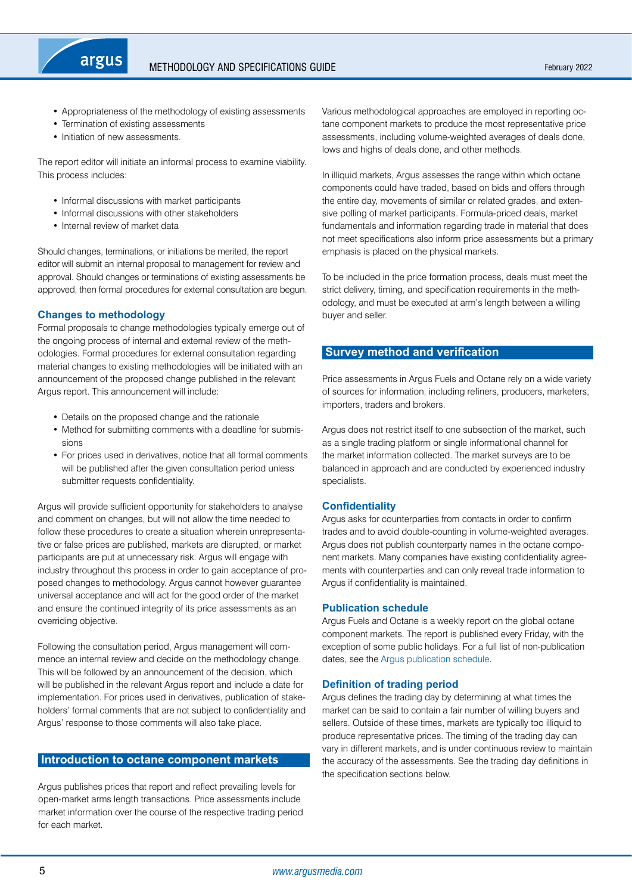- Appropriateness of the methodology of existing assessments
- Termination of existing assessments
- Initiation of new assessments.

The report editor will initiate an informal process to examine viability. This process includes:

- Informal discussions with market participants
- Informal discussions with other stakeholders
- Internal review of market data

Should changes, terminations, or initiations be merited, the report editor will submit an internal proposal to management for review and approval. Should changes or terminations of existing assessments be approved, then formal procedures for external consultation are begun.

### Changes to methodology

Formal proposals to change methodologies typically emerge out of the ongoing process of internal and external review of the methodologies. Formal procedures for external consultation regarding material changes to existing methodologies will be initiated with an announcement of the proposed change published in the relevant Argus report. This announcement will include:

- Details on the proposed change and the rationale
- Method for submitting comments with a deadline for submissions
- For prices used in derivatives, notice that all formal comments will be published after the given consultation period unless submitter requests confidentiality.

Argus will provide sufficient opportunity for stakeholders to analyse and comment on changes, but will not allow the time needed to follow these procedures to create a situation wherein unrepresentative or false prices are published, markets are disrupted, or market participants are put at unnecessary risk. Argus will engage with industry throughout this process in order to gain acceptance of proposed changes to methodology. Argus cannot however guarantee universal acceptance and will act for the good order of the market and ensure the continued integrity of its price assessments as an overriding objective.

Following the consultation period, Argus management will commence an internal review and decide on the methodology change. This will be followed by an announcement of the decision, which will be published in the relevant Argus report and include a date for implementation. For prices used in derivatives, publication of stakeholders' formal comments that are not subject to confidentiality and Argus' response to those comments will also take place.

## Introduction to octane component markets

Argus publishes prices that report and reflect prevailing levels for open-market arms length transactions. Price assessments include market information over the course of the respective trading period for each market.

Various methodological approaches are employed in reporting octane component markets to produce the most representative price assessments, including volume-weighted averages of deals done, lows and highs of deals done, and other methods.

In illiquid markets, Argus assesses the range within which octane components could have traded, based on bids and offers through the entire day, movements of similar or related grades, and extensive polling of market participants. Formula-priced deals, market fundamentals and information regarding trade in material that does not meet specifications also inform price assessments but a primary emphasis is placed on the physical markets.

To be included in the price formation process, deals must meet the strict delivery, timing, and specification requirements in the methodology, and must be executed at arm's length between a willing buyer and seller.

## Survey method and verification

Price assessments in Argus Fuels and Octane rely on a wide variety of sources for information, including refiners, producers, marketers, importers, traders and brokers.

Argus does not restrict itself to one subsection of the market, such as a single trading platform or single informational channel for the market information collected. The market surveys are to be balanced in approach and are conducted by experienced industry specialists.

### Confidentiality

Argus asks for counterparties from contacts in order to confirm trades and to avoid double-counting in volume-weighted averages. Argus does not publish counterparty names in the octane component markets. Many companies have existing confidentiality agreements with counterparties and can only reveal trade information to Argus if confidentiality is maintained.

### Publication schedule

Argus Fuels and Octane is a weekly report on the global octane component markets. The report is published every Friday, with the exception of some public holidays. For a full list of non-publication dates, see the Argus publication schedule.

### Definition of trading period

Argus defines the trading day by determining at what times the market can be said to contain a fair number of willing buyers and sellers. Outside of these times, markets are typically too illiquid to produce representative prices. The timing of the trading day can vary in different markets, and is under continuous review to maintain the accuracy of the assessments. See the trading day definitions in the specification sections below.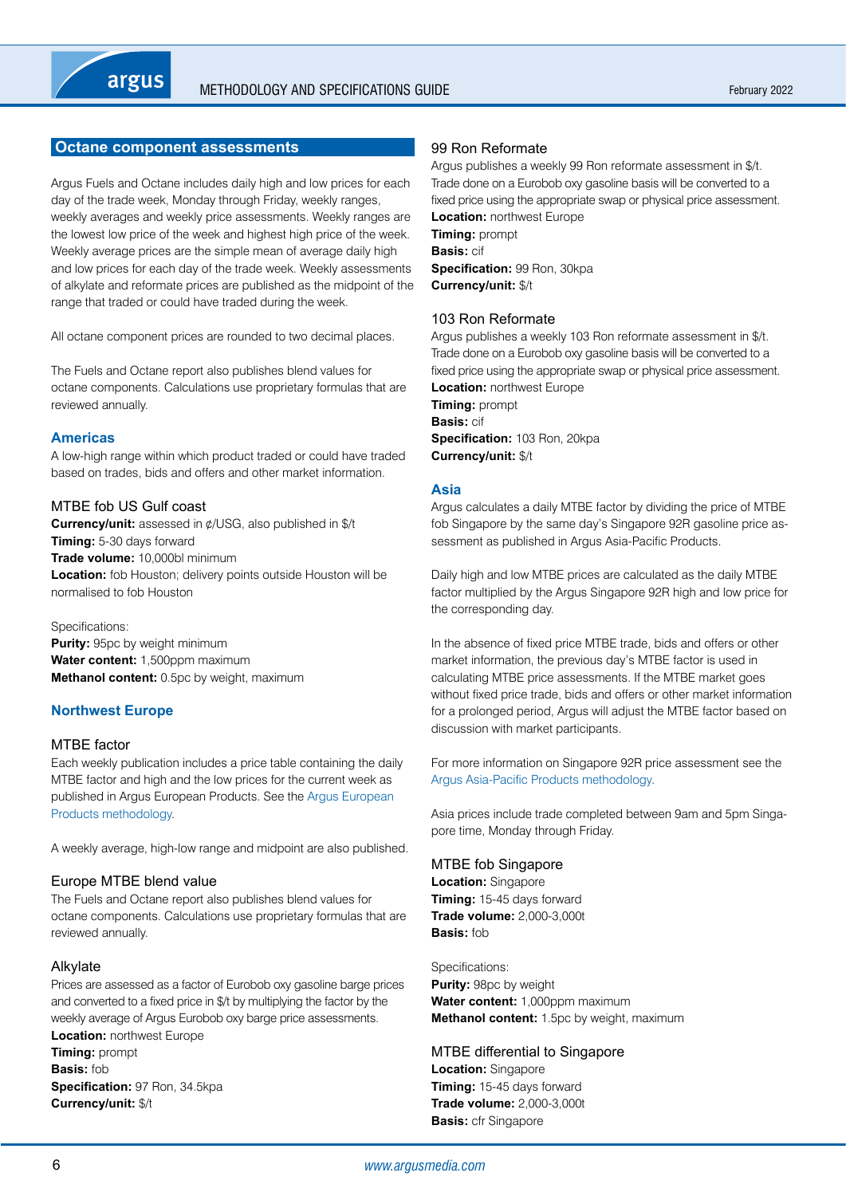## Octane component assessments

Argus Fuels and Octane includes daily high and low prices for each day of the trade week, Monday through Friday, weekly ranges, weekly averages and weekly price assessments. Weekly ranges are the lowest low price of the week and highest high price of the week. Weekly average prices are the simple mean of average daily high and low prices for each day of the trade week. Weekly assessments of alkylate and reformate prices are published as the midpoint of the range that traded or could have traded during the week.

All octane component prices are rounded to two decimal places.

The Fuels and Octane report also publishes blend values for octane components. Calculations use proprietary formulas that are reviewed annually.

### Americas

A low-high range within which product traded or could have traded based on trades, bids and offers and other market information.

#### MTBE fob US Gulf coast

**Currency/unit:** assessed in ¢/USG, also published in $/t
**Timing:** 5-30 days forward
**Trade volume:** 10,000bl minimum
**Location:** fob Houston; delivery points outside Houston will be normalised to fob Houston

Specifications:
**Purity:** 95pc by weight minimum
**Water content:** 1,500ppm maximum
**Methanol content:** 0.5pc by weight, maximum

### Northwest Europe

#### MTBE factor

Each weekly publication includes a price table containing the daily MTBE factor and high and the low prices for the current week as published in Argus European Products. See the Argus European Products methodology.

A weekly average, high-low range and midpoint are also published.

#### Europe MTBE blend value

The Fuels and Octane report also publishes blend values for octane components. Calculations use proprietary formulas that are reviewed annually.

#### Alkylate

Prices are assessed as a factor of Eurobob oxy gasoline barge prices and converted to a fixed price in $/t by multiplying the factor by the weekly average of Argus Eurobob oxy barge price assessments.
**Location:** northwest Europe
**Timing:** prompt
**Basis:** fob
**Specification:** 97 Ron, 34.5kpa
**Currency/unit:** $/t

#### 99 Ron Reformate

Argus publishes a weekly 99 Ron reformate assessment in $/t. Trade done on a Eurobob oxy gasoline basis will be converted to a fixed price using the appropriate swap or physical price assessment.
**Location:** northwest Europe
**Timing:** prompt
**Basis:** cif
**Specification:** 99 Ron, 30kpa
**Currency/unit:** $/t

#### 103 Ron Reformate

Argus publishes a weekly 103 Ron reformate assessment in $/t. Trade done on a Eurobob oxy gasoline basis will be converted to a fixed price using the appropriate swap or physical price assessment.
**Location:** northwest Europe
**Timing:** prompt
**Basis:** cif
**Specification:** 103 Ron, 20kpa
**Currency/unit:** $/t

### Asia

Argus calculates a daily MTBE factor by dividing the price of MTBE fob Singapore by the same day's Singapore 92R gasoline price assessment as published in Argus Asia-Pacific Products.

Daily high and low MTBE prices are calculated as the daily MTBE factor multiplied by the Argus Singapore 92R high and low price for the corresponding day.

In the absence of fixed price MTBE trade, bids and offers or other market information, the previous day's MTBE factor is used in calculating MTBE price assessments. If the MTBE market goes without fixed price trade, bids and offers or other market information for a prolonged period, Argus will adjust the MTBE factor based on discussion with market participants.

For more information on Singapore 92R price assessment see the Argus Asia-Pacific Products methodology.

Asia prices include trade completed between 9am and 5pm Singapore time, Monday through Friday.

#### MTBE fob Singapore

**Location:** Singapore
**Timing:** 15-45 days forward
**Trade volume:** 2,000-3,000t
**Basis:** fob

Specifications:
**Purity:** 98pc by weight
**Water content:** 1,000ppm maximum
**Methanol content:** 1.5pc by weight, maximum

#### MTBE differential to Singapore

**Location:** Singapore
**Timing:** 15-45 days forward
**Trade volume:** 2,000-3,000t
**Basis:** cfr Singapore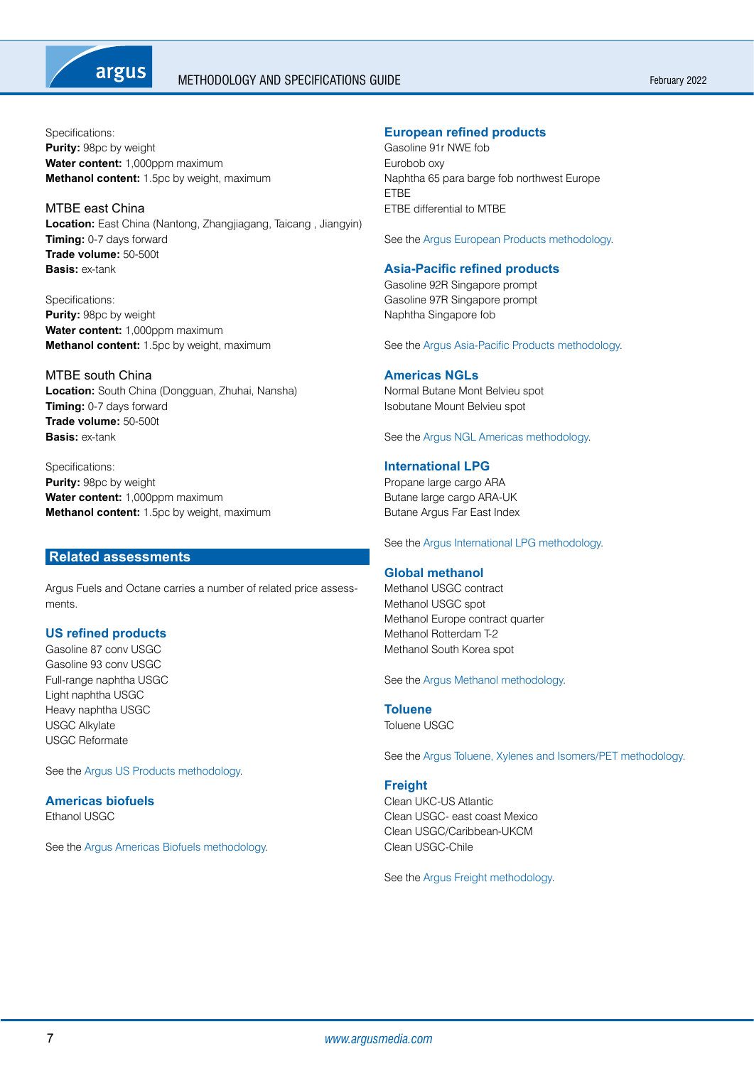Specifications:
**Purity:** 98pc by weight
**Water content:** 1,000ppm maximum
**Methanol content:** 1.5pc by weight, maximum

MTBE east China
**Location:** East China (Nantong, Zhangjiagang, Taicang , Jiangyin)
**Timing:** 0-7 days forward
**Trade volume:** 50-500t
**Basis:** ex-tank

Specifications:
**Purity:** 98pc by weight
**Water content:** 1,000ppm maximum
**Methanol content:** 1.5pc by weight, maximum

MTBE south China
**Location:** South China (Dongguan, Zhuhai, Nansha)
**Timing:** 0-7 days forward
**Trade volume:** 50-500t
**Basis:** ex-tank

Specifications:
**Purity:** 98pc by weight
**Water content:** 1,000ppm maximum
**Methanol content:** 1.5pc by weight, maximum

## Related assessments

Argus Fuels and Octane carries a number of related price assessments.

### US refined products

Gasoline 87 conv USGC
Gasoline 93 conv USGC
Full-range naphtha USGC
Light naphtha USGC
Heavy naphtha USGC
USGC Alkylate
USGC Reformate

See the Argus US Products methodology.

### Americas biofuels

Ethanol USGC

See the Argus Americas Biofuels methodology.

### European refined products

Gasoline 91r NWE fob
Eurobob oxy
Naphtha 65 para barge fob northwest Europe
ETBE
ETBE differential to MTBE

See the Argus European Products methodology.

### Asia-Pacific refined products

Gasoline 92R Singapore prompt
Gasoline 97R Singapore prompt
Naphtha Singapore fob

See the Argus Asia-Pacific Products methodology.

### Americas NGLs

Normal Butane Mont Belvieu spot
Isobutane Mount Belvieu spot

See the Argus NGL Americas methodology.

### International LPG

Propane large cargo ARA
Butane large cargo ARA-UK
Butane Argus Far East Index

See the Argus International LPG methodology.

### Global methanol

Methanol USGC contract
Methanol USGC spot
Methanol Europe contract quarter
Methanol Rotterdam T-2
Methanol South Korea spot

See the Argus Methanol methodology.

### Toluene

Toluene USGC

See the Argus Toluene, Xylenes and Isomers/PET methodology.

### Freight

Clean UKC-US Atlantic
Clean USGC- east coast Mexico
Clean USGC/Caribbean-UKCM
Clean USGC-Chile

See the Argus Freight methodology.